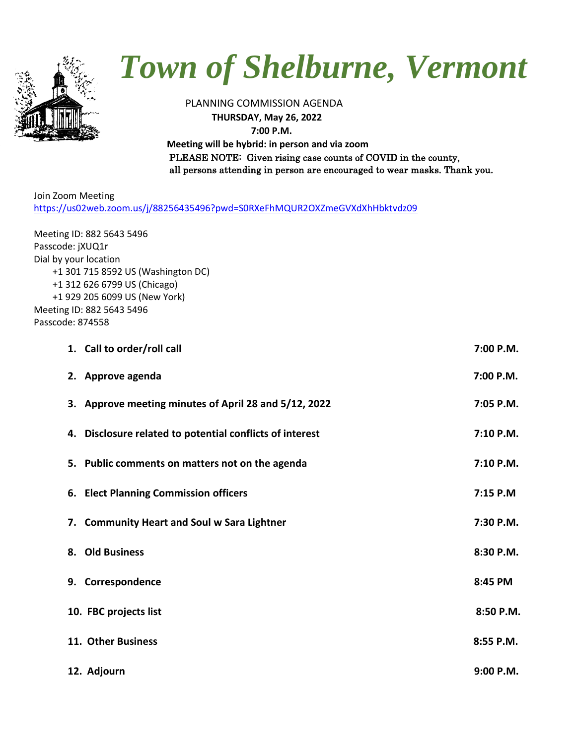# *Town of Shelburne, Vermont*

PLANNING COMMISSION AGENDA

**THURSDAY, May 26, 2022**

**7:00 P.M.**

**Meeting will be hybrid: in person and via zoom**

PLEASE NOTE: Given rising case counts of COVID in the county, all persons attending in person are encouraged to wear masks. Thank you.

Join Zoom Meeting
https://us02web.zoom.us/j/88256435496?pwd=S0RXeFhMQUR2OXZmeGVXdXhHbktvdz09

Meeting ID: 882 5643 5496
Passcode: jXUQ1r
Dial by your location
+1 301 715 8592 US (Washington DC)
+1 312 626 6799 US (Chicago)
+1 929 205 6099 US (New York)
Meeting ID: 882 5643 5496
Passcode: 874558

| | |
|---|---|
| **1. Call to order/roll call** | **7:00 P.M.** |
| **2. Approve agenda** | **7:00 P.M.** |
| **3. Approve meeting minutes of April 28 and 5/12, 2022** | **7:05 P.M.** |
| **4. Disclosure related to potential conflicts of interest** | **7:10 P.M.** |
| **5. Public comments on matters not on the agenda** | **7:10 P.M.** |
| **6. Elect Planning Commission officers** | **7:15 P.M** |
| **7. Community Heart and Soul w Sara Lightner** | **7:30 P.M.** |
| **8. Old Business** | **8:30 P.M.** |
| **9. Correspondence** | **8:45 PM** |
| **10. FBC projects list** | **8:50 P.M.** |
| **11. Other Business** | **8:55 P.M.** |
| **12. Adjourn** | **9:00 P.M.** |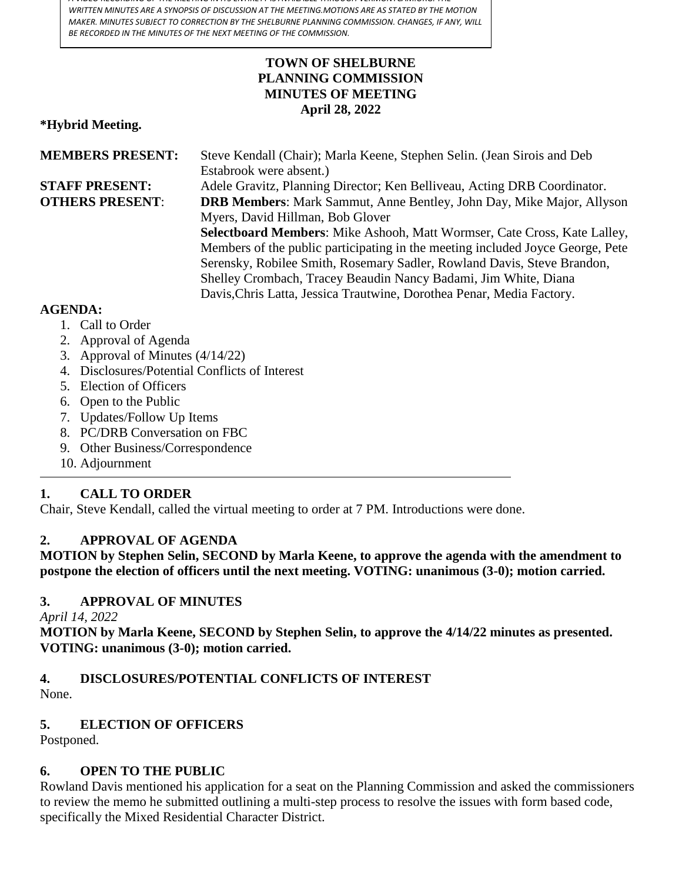*A VIDEO RECORDING OF THE MEETING IN ITS ENTIRETY IS AVAILABLE THROUGH VERMONTCAM.ORG. THE WRITTEN MINUTES ARE A SYNOPSIS OF DISCUSSION AT THE MEETING.MOTIONS ARE AS STATED BY THE MOTION MAKER. MINUTES SUBJECT TO CORRECTION BY THE SHELBURNE PLANNING COMMISSION. CHANGES, IF ANY, WILL BE RECORDED IN THE MINUTES OF THE NEXT MEETING OF THE COMMISSION.*

**TOWN OF SHELBURNE**
**PLANNING COMMISSION**
**MINUTES OF MEETING**
**April 28, 2022**

***Hybrid Meeting.**

**MEMBERS PRESENT:** Steve Kendall (Chair); Marla Keene, Stephen Selin. (Jean Sirois and Deb Estabrook were absent.)

**STAFF PRESENT:** Adele Gravitz, Planning Director; Ken Belliveau, Acting DRB Coordinator.

**OTHERS PRESENT**: **DRB Members**: Mark Sammut, Anne Bentley, John Day, Mike Major, Allyson Myers, David Hillman, Bob Glover
**Selectboard Members**: Mike Ashooh, Matt Wormser, Cate Cross, Kate Lalley, Members of the public participating in the meeting included Joyce George, Pete Serensky, Robilee Smith, Rosemary Sadler, Rowland Davis, Steve Brandon, Shelley Crombach, Tracey Beaudin Nancy Badami, Jim White, Diana Davis,Chris Latta, Jessica Trautwine, Dorothea Penar, Media Factory.

**AGENDA:**
1. Call to Order
2. Approval of Agenda
3. Approval of Minutes (4/14/22)
4. Disclosures/Potential Conflicts of Interest
5. Election of Officers
6. Open to the Public
7. Updates/Follow Up Items
8. PC/DRB Conversation on FBC
9. Other Business/Correspondence
10. Adjournment

---

## 1. CALL TO ORDER
Chair, Steve Kendall, called the virtual meeting to order at 7 PM. Introductions were done.

## 2. APPROVAL OF AGENDA
**MOTION by Stephen Selin, SECOND by Marla Keene, to approve the agenda with the amendment to postpone the election of officers until the next meeting. VOTING: unanimous (3-0); motion carried.**

## 3. APPROVAL OF MINUTES
*April 14, 2022*
**MOTION by Marla Keene, SECOND by Stephen Selin, to approve the 4/14/22 minutes as presented. VOTING: unanimous (3-0); motion carried.**

## 4. DISCLOSURES/POTENTIAL CONFLICTS OF INTEREST
None.

## 5. ELECTION OF OFFICERS
Postponed.

## 6. OPEN TO THE PUBLIC
Rowland Davis mentioned his application for a seat on the Planning Commission and asked the commissioners to review the memo he submitted outlining a multi-step process to resolve the issues with form based code, specifically the Mixed Residential Character District.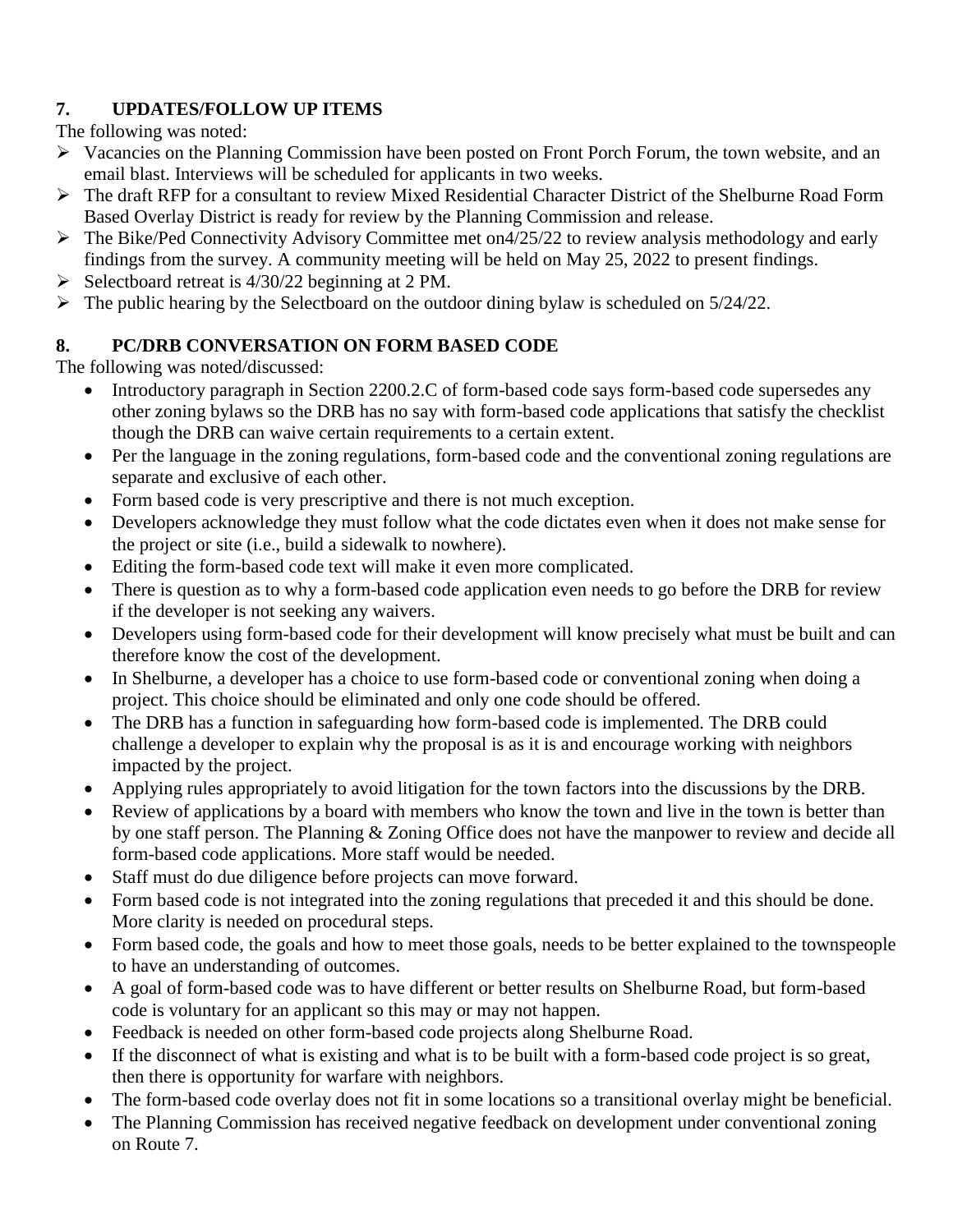## 7. UPDATES/FOLLOW UP ITEMS

The following was noted:

- Vacancies on the Planning Commission have been posted on Front Porch Forum, the town website, and an email blast. Interviews will be scheduled for applicants in two weeks.
- The draft RFP for a consultant to review Mixed Residential Character District of the Shelburne Road Form Based Overlay District is ready for review by the Planning Commission and release.
- The Bike/Ped Connectivity Advisory Committee met on4/25/22 to review analysis methodology and early findings from the survey. A community meeting will be held on May 25, 2022 to present findings.
- Selectboard retreat is 4/30/22 beginning at 2 PM.
- The public hearing by the Selectboard on the outdoor dining bylaw is scheduled on 5/24/22.

## 8. PC/DRB CONVERSATION ON FORM BASED CODE

The following was noted/discussed:

- Introductory paragraph in Section 2200.2.C of form-based code says form-based code supersedes any other zoning bylaws so the DRB has no say with form-based code applications that satisfy the checklist though the DRB can waive certain requirements to a certain extent.
- Per the language in the zoning regulations, form-based code and the conventional zoning regulations are separate and exclusive of each other.
- Form based code is very prescriptive and there is not much exception.
- Developers acknowledge they must follow what the code dictates even when it does not make sense for the project or site (i.e., build a sidewalk to nowhere).
- Editing the form-based code text will make it even more complicated.
- There is question as to why a form-based code application even needs to go before the DRB for review if the developer is not seeking any waivers.
- Developers using form-based code for their development will know precisely what must be built and can therefore know the cost of the development.
- In Shelburne, a developer has a choice to use form-based code or conventional zoning when doing a project. This choice should be eliminated and only one code should be offered.
- The DRB has a function in safeguarding how form-based code is implemented. The DRB could challenge a developer to explain why the proposal is as it is and encourage working with neighbors impacted by the project.
- Applying rules appropriately to avoid litigation for the town factors into the discussions by the DRB.
- Review of applications by a board with members who know the town and live in the town is better than by one staff person. The Planning & Zoning Office does not have the manpower to review and decide all form-based code applications. More staff would be needed.
- Staff must do due diligence before projects can move forward.
- Form based code is not integrated into the zoning regulations that preceded it and this should be done. More clarity is needed on procedural steps.
- Form based code, the goals and how to meet those goals, needs to be better explained to the townspeople to have an understanding of outcomes.
- A goal of form-based code was to have different or better results on Shelburne Road, but form-based code is voluntary for an applicant so this may or may not happen.
- Feedback is needed on other form-based code projects along Shelburne Road.
- If the disconnect of what is existing and what is to be built with a form-based code project is so great, then there is opportunity for warfare with neighbors.
- The form-based code overlay does not fit in some locations so a transitional overlay might be beneficial.
- The Planning Commission has received negative feedback on development under conventional zoning on Route 7.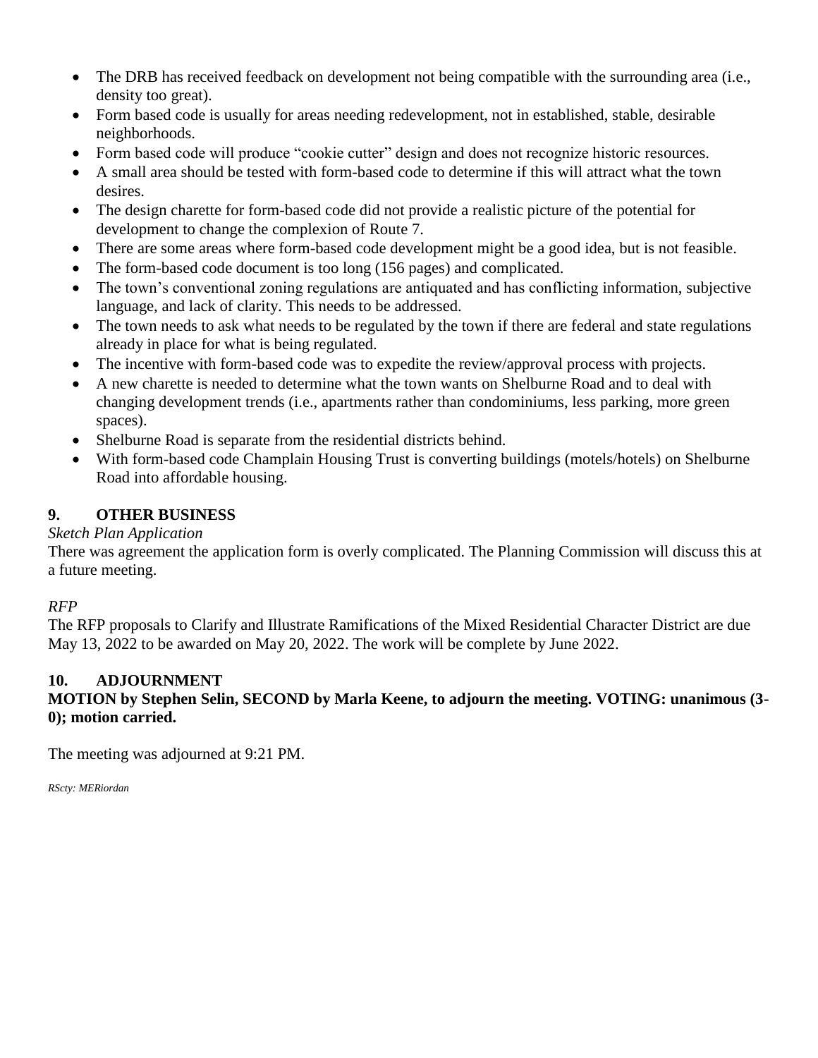- The DRB has received feedback on development not being compatible with the surrounding area (i.e., density too great).
- Form based code is usually for areas needing redevelopment, not in established, stable, desirable neighborhoods.
- Form based code will produce "cookie cutter" design and does not recognize historic resources.
- A small area should be tested with form-based code to determine if this will attract what the town desires.
- The design charette for form-based code did not provide a realistic picture of the potential for development to change the complexion of Route 7.
- There are some areas where form-based code development might be a good idea, but is not feasible.
- The form-based code document is too long (156 pages) and complicated.
- The town's conventional zoning regulations are antiquated and has conflicting information, subjective language, and lack of clarity. This needs to be addressed.
- The town needs to ask what needs to be regulated by the town if there are federal and state regulations already in place for what is being regulated.
- The incentive with form-based code was to expedite the review/approval process with projects.
- A new charette is needed to determine what the town wants on Shelburne Road and to deal with changing development trends (i.e., apartments rather than condominiums, less parking, more green spaces).
- Shelburne Road is separate from the residential districts behind.
- With form-based code Champlain Housing Trust is converting buildings (motels/hotels) on Shelburne Road into affordable housing.

## 9. OTHER BUSINESS

*Sketch Plan Application*

There was agreement the application form is overly complicated. The Planning Commission will discuss this at a future meeting.

*RFP*

The RFP proposals to Clarify and Illustrate Ramifications of the Mixed Residential Character District are due May 13, 2022 to be awarded on May 20, 2022. The work will be complete by June 2022.

## 10. ADJOURNMENT

**MOTION by Stephen Selin, SECOND by Marla Keene, to adjourn the meeting. VOTING: unanimous (3-0); motion carried.**

The meeting was adjourned at 9:21 PM.

*RScty: MERiordan*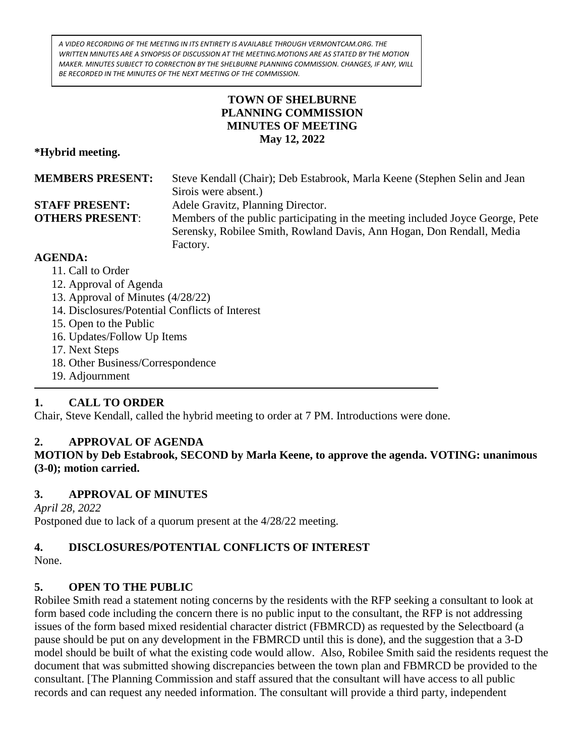*A VIDEO RECORDING OF THE MEETING IN ITS ENTIRETY IS AVAILABLE THROUGH VERMONTCAM.ORG. THE WRITTEN MINUTES ARE A SYNOPSIS OF DISCUSSION AT THE MEETING.MOTIONS ARE AS STATED BY THE MOTION MAKER. MINUTES SUBJECT TO CORRECTION BY THE SHELBURNE PLANNING COMMISSION. CHANGES, IF ANY, WILL BE RECORDED IN THE MINUTES OF THE NEXT MEETING OF THE COMMISSION.*

**TOWN OF SHELBURNE**
**PLANNING COMMISSION**
**MINUTES OF MEETING**
**May 12, 2022**

**\*Hybrid meeting.**

| | |
|---|---|
| **MEMBERS PRESENT:** | Steve Kendall (Chair); Deb Estabrook, Marla Keene (Stephen Selin and Jean Sirois were absent.) |
| **STAFF PRESENT:** | Adele Gravitz, Planning Director. |
| **OTHERS PRESENT**: | Members of the public participating in the meeting included Joyce George, Pete Serensky, Robilee Smith, Rowland Davis, Ann Hogan, Don Rendall, Media Factory. |

**AGENDA:**

11. Call to Order
12. Approval of Agenda
13. Approval of Minutes (4/28/22)
14. Disclosures/Potential Conflicts of Interest
15. Open to the Public
16. Updates/Follow Up Items
17. Next Steps
18. Other Business/Correspondence
19. Adjournment

---

## 1. CALL TO ORDER

Chair, Steve Kendall, called the hybrid meeting to order at 7 PM. Introductions were done.

## 2. APPROVAL OF AGENDA

**MOTION by Deb Estabrook, SECOND by Marla Keene, to approve the agenda. VOTING: unanimous (3-0); motion carried.**

## 3. APPROVAL OF MINUTES

*April 28, 2022*

Postponed due to lack of a quorum present at the 4/28/22 meeting.

## 4. DISCLOSURES/POTENTIAL CONFLICTS OF INTEREST

None.

## 5. OPEN TO THE PUBLIC

Robilee Smith read a statement noting concerns by the residents with the RFP seeking a consultant to look at form based code including the concern there is no public input to the consultant, the RFP is not addressing issues of the form based mixed residential character district (FBMRCD) as requested by the Selectboard (a pause should be put on any development in the FBMRCD until this is done), and the suggestion that a 3-D model should be built of what the existing code would allow. Also, Robilee Smith said the residents request the document that was submitted showing discrepancies between the town plan and FBMRCD be provided to the consultant. [The Planning Commission and staff assured that the consultant will have access to all public records and can request any needed information. The consultant will provide a third party, independent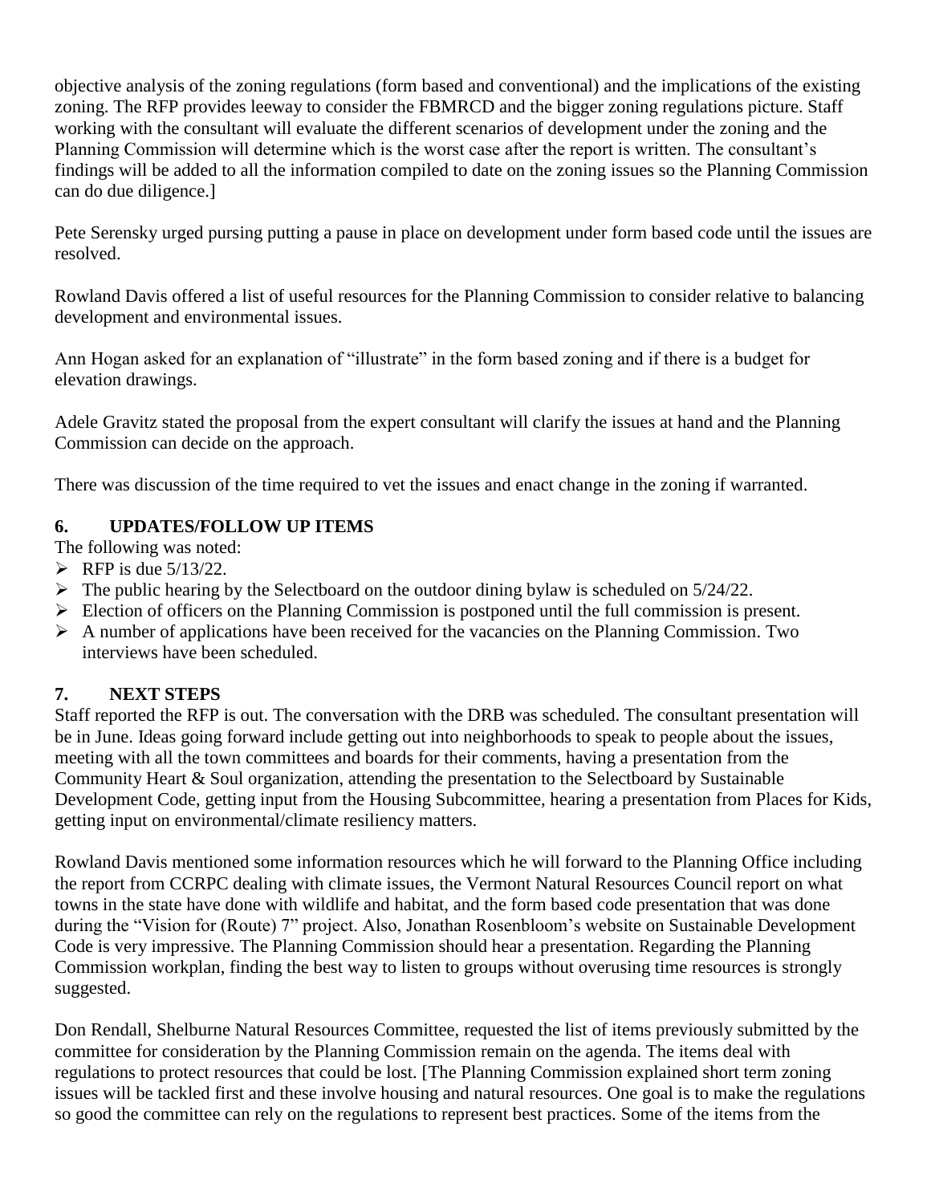objective analysis of the zoning regulations (form based and conventional) and the implications of the existing zoning. The RFP provides leeway to consider the FBMRCD and the bigger zoning regulations picture. Staff working with the consultant will evaluate the different scenarios of development under the zoning and the Planning Commission will determine which is the worst case after the report is written. The consultant's findings will be added to all the information compiled to date on the zoning issues so the Planning Commission can do due diligence.]

Pete Serensky urged pursing putting a pause in place on development under form based code until the issues are resolved.

Rowland Davis offered a list of useful resources for the Planning Commission to consider relative to balancing development and environmental issues.

Ann Hogan asked for an explanation of "illustrate" in the form based zoning and if there is a budget for elevation drawings.

Adele Gravitz stated the proposal from the expert consultant will clarify the issues at hand and the Planning Commission can decide on the approach.

There was discussion of the time required to vet the issues and enact change in the zoning if warranted.

## 6. UPDATES/FOLLOW UP ITEMS

The following was noted:

- RFP is due 5/13/22.
- The public hearing by the Selectboard on the outdoor dining bylaw is scheduled on 5/24/22.
- Election of officers on the Planning Commission is postponed until the full commission is present.
- A number of applications have been received for the vacancies on the Planning Commission. Two interviews have been scheduled.

## 7. NEXT STEPS

Staff reported the RFP is out. The conversation with the DRB was scheduled. The consultant presentation will be in June. Ideas going forward include getting out into neighborhoods to speak to people about the issues, meeting with all the town committees and boards for their comments, having a presentation from the Community Heart & Soul organization, attending the presentation to the Selectboard by Sustainable Development Code, getting input from the Housing Subcommittee, hearing a presentation from Places for Kids, getting input on environmental/climate resiliency matters.

Rowland Davis mentioned some information resources which he will forward to the Planning Office including the report from CCRPC dealing with climate issues, the Vermont Natural Resources Council report on what towns in the state have done with wildlife and habitat, and the form based code presentation that was done during the "Vision for (Route) 7" project. Also, Jonathan Rosenbloom's website on Sustainable Development Code is very impressive. The Planning Commission should hear a presentation. Regarding the Planning Commission workplan, finding the best way to listen to groups without overusing time resources is strongly suggested.

Don Rendall, Shelburne Natural Resources Committee, requested the list of items previously submitted by the committee for consideration by the Planning Commission remain on the agenda. The items deal with regulations to protect resources that could be lost. [The Planning Commission explained short term zoning issues will be tackled first and these involve housing and natural resources. One goal is to make the regulations so good the committee can rely on the regulations to represent best practices. Some of the items from the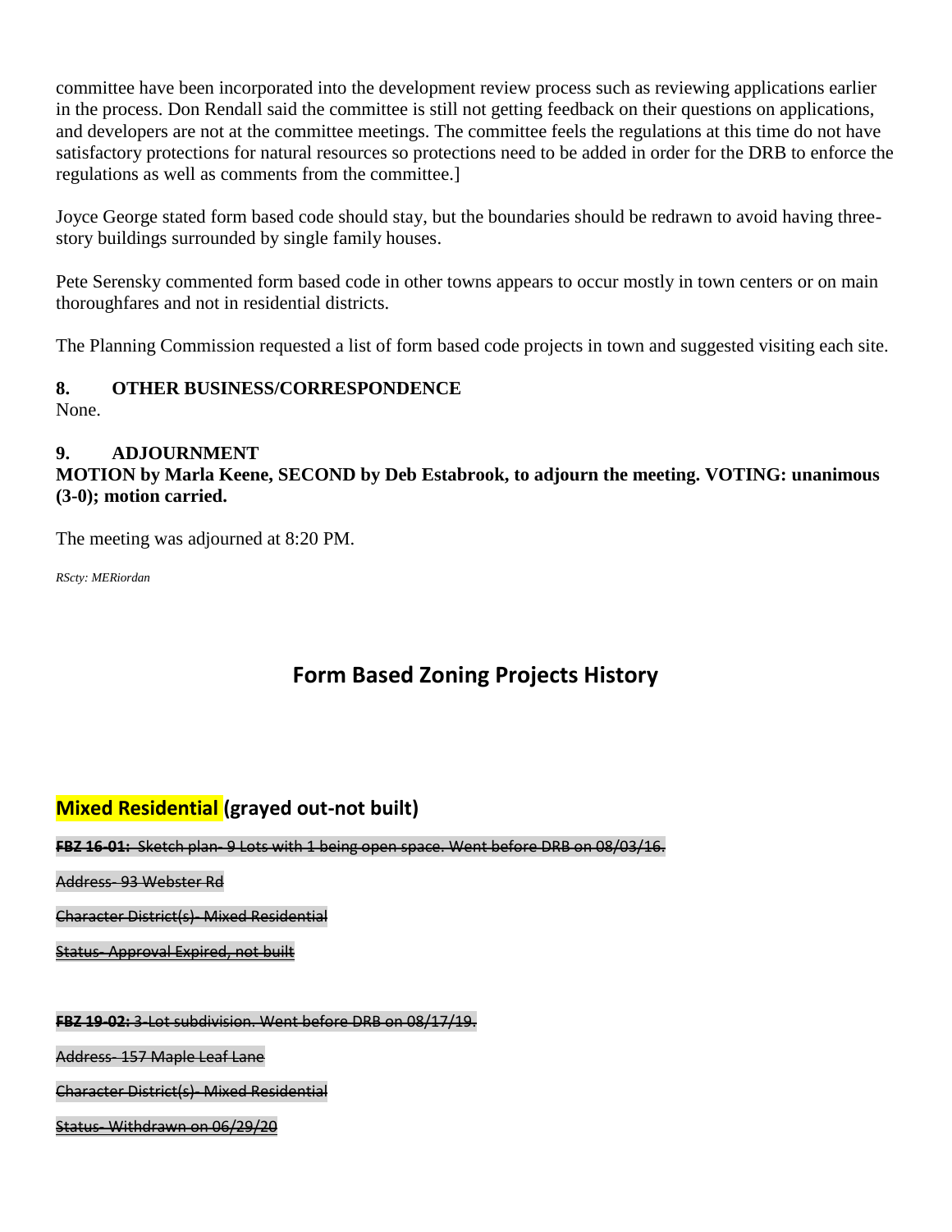committee have been incorporated into the development review process such as reviewing applications earlier in the process. Don Rendall said the committee is still not getting feedback on their questions on applications, and developers are not at the committee meetings. The committee feels the regulations at this time do not have satisfactory protections for natural resources so protections need to be added in order for the DRB to enforce the regulations as well as comments from the committee.]

Joyce George stated form based code should stay, but the boundaries should be redrawn to avoid having three-story buildings surrounded by single family houses.

Pete Serensky commented form based code in other towns appears to occur mostly in town centers or on main thoroughfares and not in residential districts.

The Planning Commission requested a list of form based code projects in town and suggested visiting each site.

**8. OTHER BUSINESS/CORRESPONDENCE**

None.

**9. ADJOURNMENT**

**MOTION by Marla Keene, SECOND by Deb Estabrook, to adjourn the meeting. VOTING: unanimous (3-0); motion carried.**

The meeting was adjourned at 8:20 PM.

*RScty: MERiordan*

# Form Based Zoning Projects History

## Mixed Residential (grayed out-not built)

~~**FBZ 16-01:** Sketch plan- 9 Lots with 1 being open space. Went before DRB on 08/03/16.~~

~~Address- 93 Webster Rd~~

~~Character District(s)- Mixed Residential~~

~~Status- Approval Expired, not built~~

~~**FBZ 19-02:** 3-Lot subdivision. Went before DRB on 08/17/19.~~

~~Address- 157 Maple Leaf Lane~~

~~Character District(s)- Mixed Residential~~

~~Status- Withdrawn on 06/29/20~~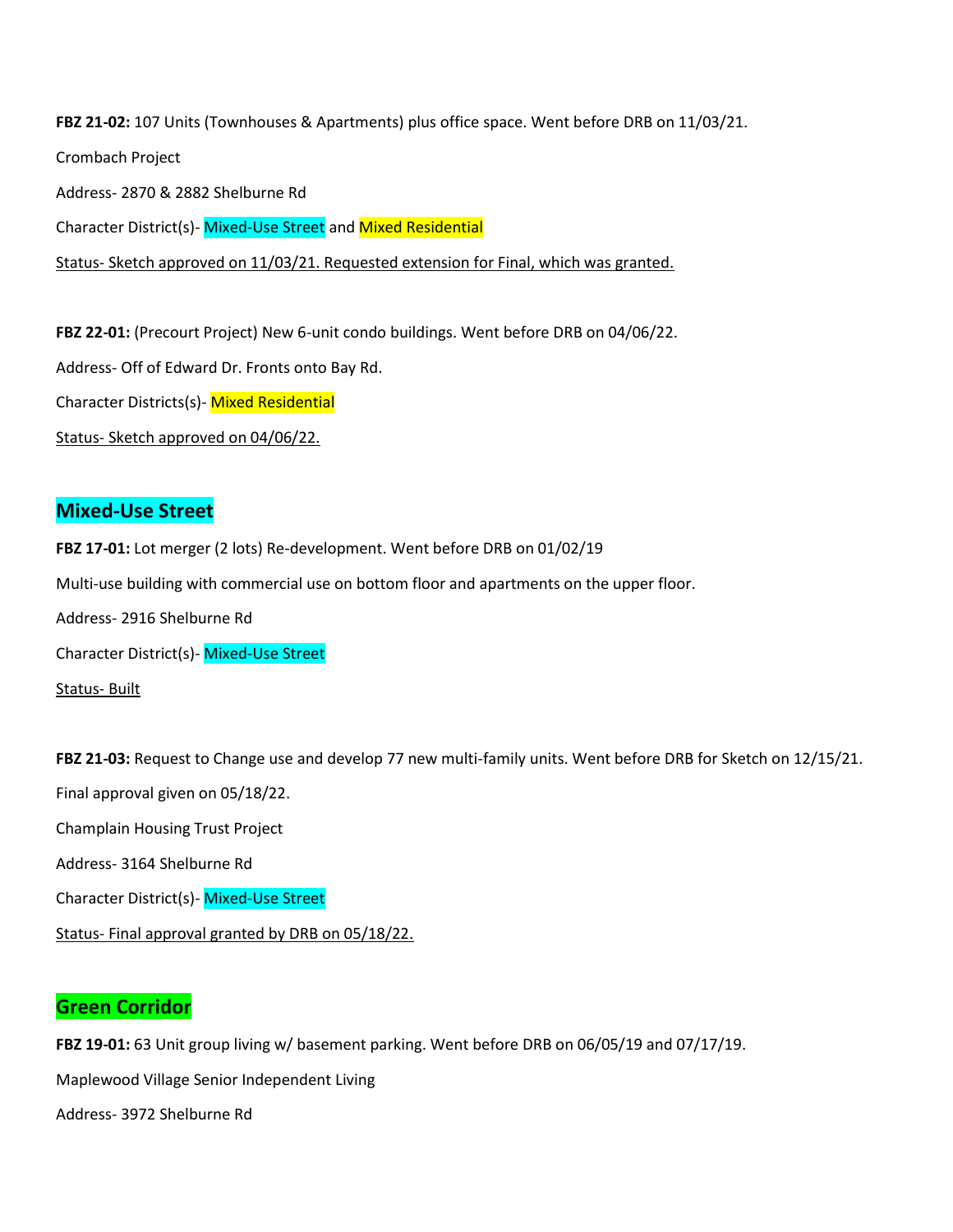**FBZ 21-02:** 107 Units (Townhouses & Apartments) plus office space. Went before DRB on 11/03/21.

Crombach Project

Address- 2870 & 2882 Shelburne Rd

Character District(s)- Mixed-Use Street and Mixed Residential

Status- Sketch approved on 11/03/21. Requested extension for Final, which was granted.

**FBZ 22-01:** (Precourt Project) New 6-unit condo buildings. Went before DRB on 04/06/22.

Address- Off of Edward Dr. Fronts onto Bay Rd.

Character Districts(s)- Mixed Residential

Status- Sketch approved on 04/06/22.

## Mixed-Use Street

**FBZ 17-01:** Lot merger (2 lots) Re-development. Went before DRB on 01/02/19

Multi-use building with commercial use on bottom floor and apartments on the upper floor.

Address- 2916 Shelburne Rd

Character District(s)- Mixed-Use Street

Status- Built

**FBZ 21-03:** Request to Change use and develop 77 new multi-family units. Went before DRB for Sketch on 12/15/21.

Final approval given on 05/18/22.

Champlain Housing Trust Project

Address- 3164 Shelburne Rd

Character District(s)- Mixed-Use Street

Status- Final approval granted by DRB on 05/18/22.

## Green Corridor

**FBZ 19-01:** 63 Unit group living w/ basement parking. Went before DRB on 06/05/19 and 07/17/19.

Maplewood Village Senior Independent Living

Address- 3972 Shelburne Rd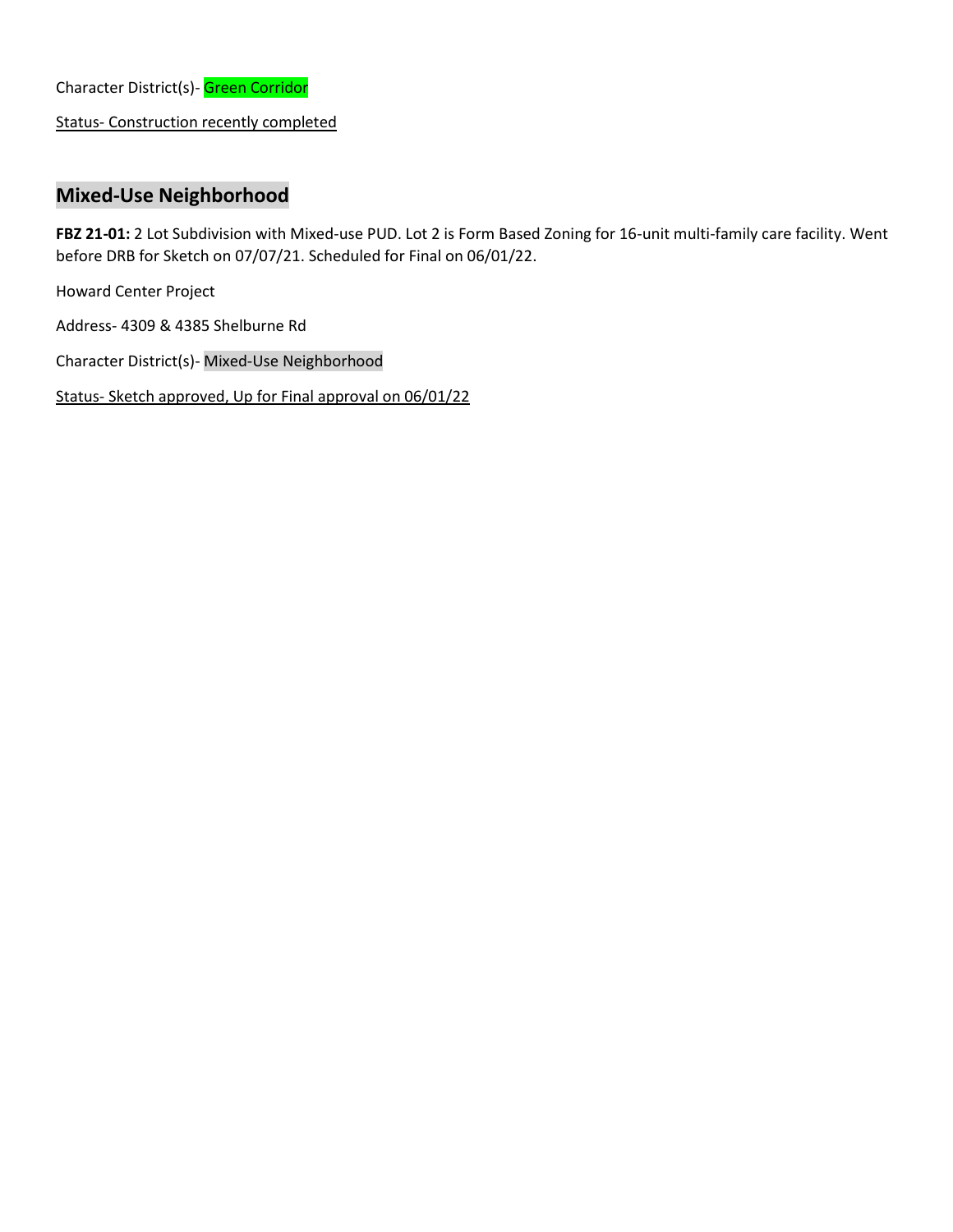Character District(s)- Green Corridor

Status- Construction recently completed

## Mixed-Use Neighborhood

**FBZ 21-01:** 2 Lot Subdivision with Mixed-use PUD. Lot 2 is Form Based Zoning for 16-unit multi-family care facility. Went before DRB for Sketch on 07/07/21. Scheduled for Final on 06/01/22.

Howard Center Project

Address- 4309 & 4385 Shelburne Rd

Character District(s)- Mixed-Use Neighborhood

Status- Sketch approved, Up for Final approval on 06/01/22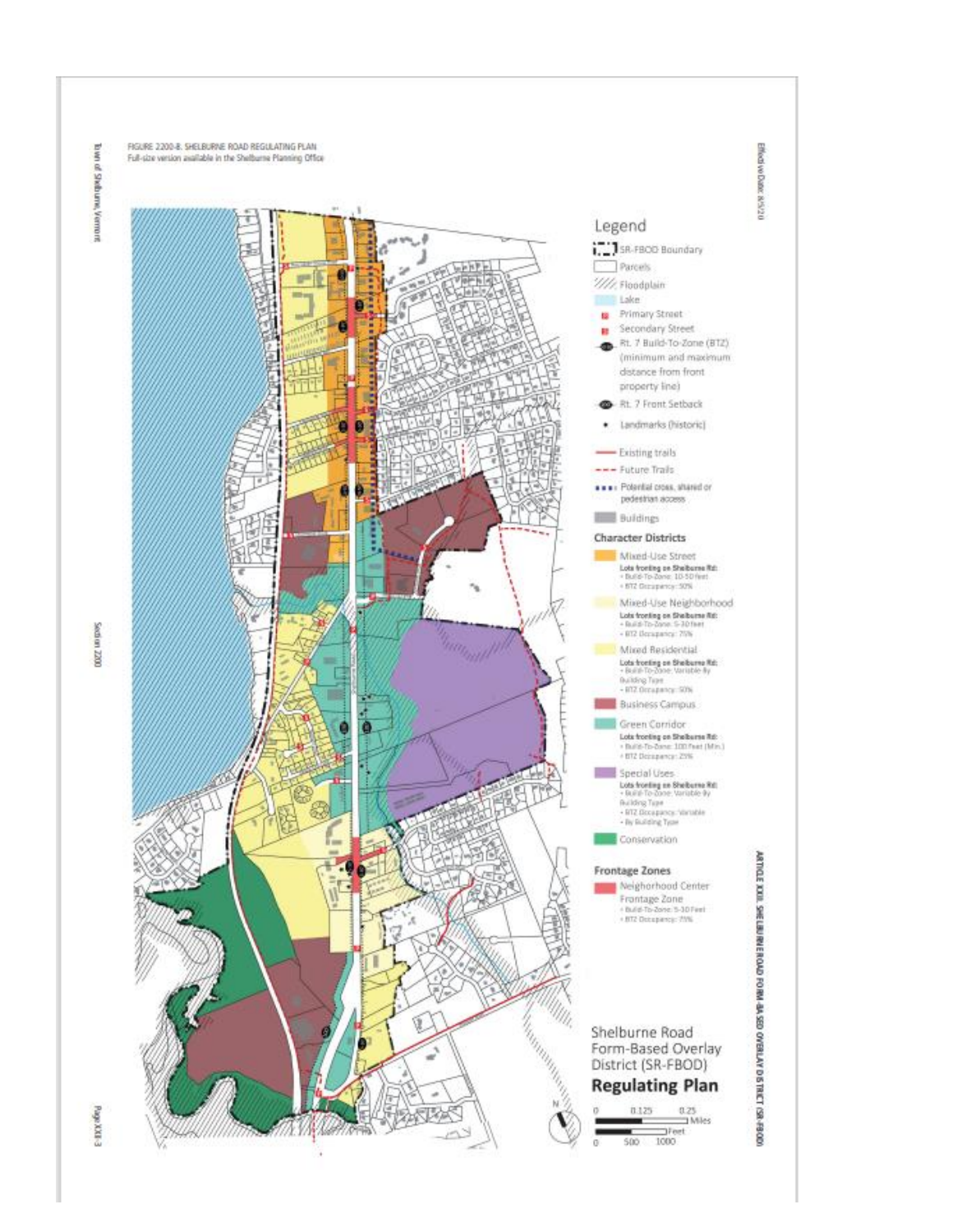FIGURE 2200-B. SHELBURNE ROAD REGULATING PLAN
Full-size version available in the Shelburne Planning Office

Legend

SR-FBOD Boundary
Parcels
Floodplain
Lake
Primary Street
Secondary Street
Rt. 7 Build-To-Zone (BTZ) (minimum and maximum distance from front property line)
Rt. 7 Front Setback
Landmarks (historic)

Existing trails
Future Trails
Potential cross, shared or pedestrian access
Buildings

Character Districts

Mixed-Use Street
Lots fronting on Shelburne Rd:
- Build-To-Zone: 10-50 feet
- BTZ Occupancy: 50%

Mixed-Use Neighborhood
Lots fronting on Shelburne Rd:
- Build-To-Zone: 5-30 feet
- BTZ Occupancy: 75%

Mixed Residential
Lots fronting on Shelburne Rd:
- Build-To-Zone: Variable By Building Type
- BTZ Occupancy: 50%

Business Campus

Green Corridor
Lots fronting on Shelburne Rd:
- Build-To-Zone: 100 Feet (Min.)
- BTZ Occupancy: 25%

Special Uses
Lots fronting on Shelburne Rd:
- Build-To-Zone: Variable By Building Type
- BTZ Occupancy: Variable
- By Building Type

Conservation

Frontage Zones

Neighborhood Center Frontage Zone
- Build-To-Zone: 5-30 Feet
- BTZ Occupancy: 75%

Shelburne Road Form-Based Overlay District (SR-FBOD)

**Regulating Plan**

N

0 0.125 0.25 Miles

0 500 1000 Feet